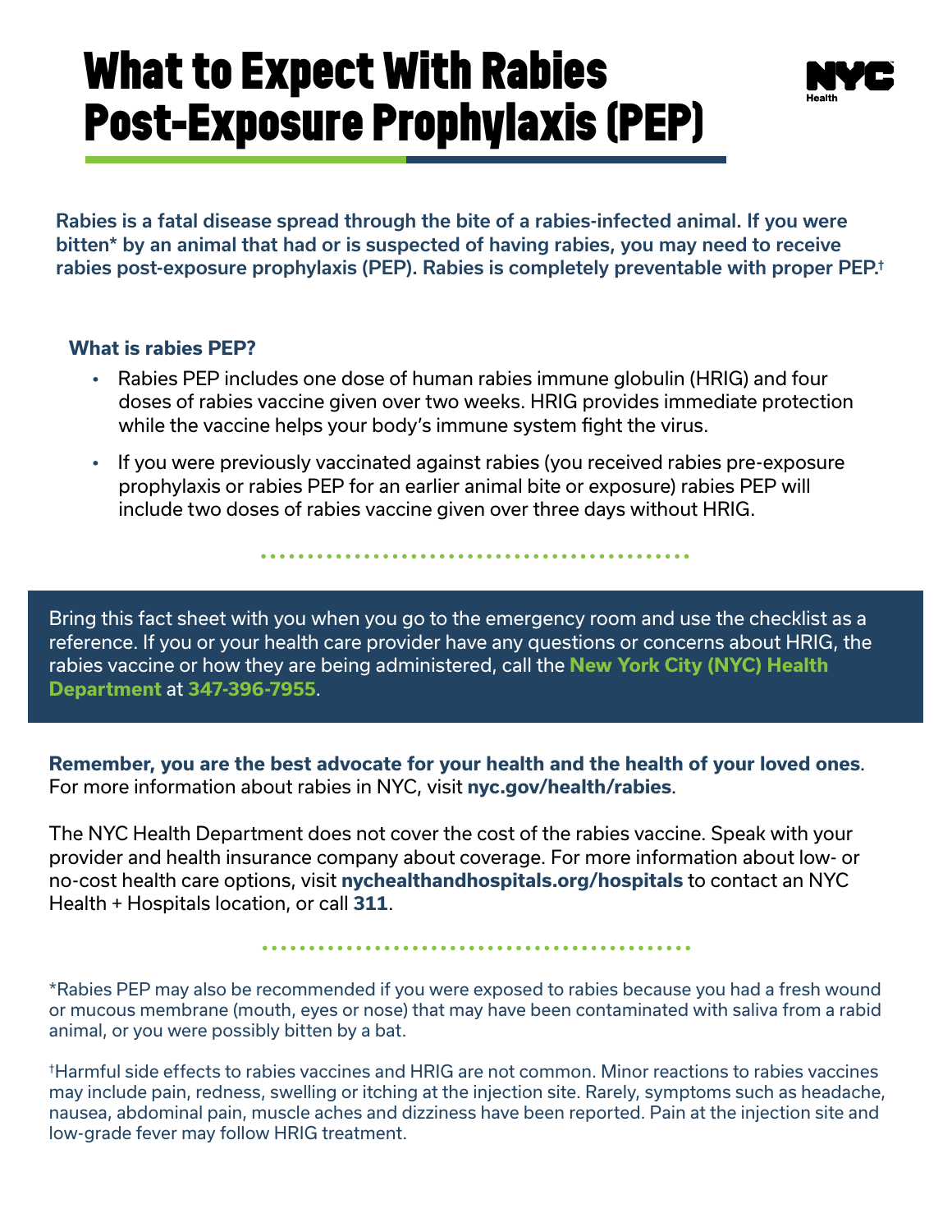# What to Expect With Rabies Post-Exposure Prophylaxis (PEP)

**Rabies is a fatal disease spread through the bite of a rabies-infected animal. If you were bitten* by an animal that had or is suspected of having rabies, you may need to receive rabies post-exposure prophylaxis (PEP). Rabies is completely preventable with proper PEP.†**

### What is rabies PEP?

- Rabies PEP includes one dose of human rabies immune globulin (HRIG) and four doses of rabies vaccine given over two weeks. HRIG provides immediate protection while the vaccine helps your body's immune system fight the virus.
- If you were previously vaccinated against rabies (you received rabies pre-exposure prophylaxis or rabies PEP for an earlier animal bite or exposure) rabies PEP will include two doses of rabies vaccine given over three days without HRIG.

Bring this fact sheet with you when you go to the emergency room and use the checklist as a reference. If you or your health care provider have any questions or concerns about HRIG, the rabies vaccine or how they are being administered, call the **New York City (NYC) Health Department** at **347-396-7955**.

**Remember, you are the best advocate for your health and the health of your loved ones**. For more information about rabies in NYC, visit **nyc.gov/health/rabies**.

The NYC Health Department does not cover the cost of the rabies vaccine. Speak with your provider and health insurance company about coverage. For more information about low- or no-cost health care options, visit **nychealthandhospitals.org/hospitals** to contact an NYC Health + Hospitals location, or call **311**.

*Rabies PEP may also be recommended if you were exposed to rabies because you had a fresh wound or mucous membrane (mouth, eyes or nose) that may have been contaminated with saliva from a rabid animal, or you were possibly bitten by a bat.

†Harmful side effects to rabies vaccines and HRIG are not common. Minor reactions to rabies vaccines may include pain, redness, swelling or itching at the injection site. Rarely, symptoms such as headache, nausea, abdominal pain, muscle aches and dizziness have been reported. Pain at the injection site and low-grade fever may follow HRIG treatment.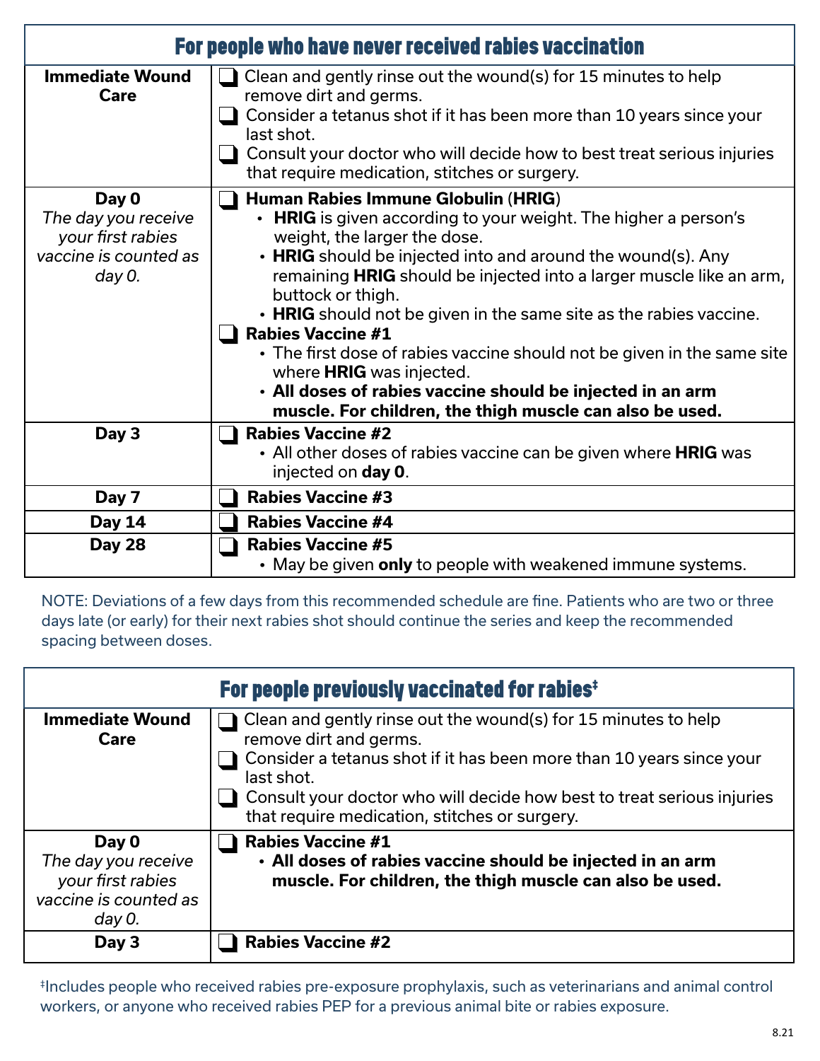| For people who have never received rabies vaccination | |
|---|---|
| **Immediate Wound Care** | ❑ Clean and gently rinse out the wound(s) for 15 minutes to help remove dirt and germs.<br>❑ Consider a tetanus shot if it has been more than 10 years since your last shot.<br>❑ Consult your doctor who will decide how to best treat serious injuries that require medication, stitches or surgery. |
| **Day 0**<br>*The day you receive your first rabies vaccine is counted as day 0.* | ❑ **Human Rabies Immune Globulin** (**HRIG**)<br>• **HRIG** is given according to your weight. The higher a person's weight, the larger the dose.<br>• **HRIG** should be injected into and around the wound(s). Any remaining **HRIG** should be injected into a larger muscle like an arm, buttock or thigh.<br>• **HRIG** should not be given in the same site as the rabies vaccine.<br>❑ **Rabies Vaccine #1**<br>• The first dose of rabies vaccine should not be given in the same site where **HRIG** was injected.<br>• **All doses of rabies vaccine should be injected in an arm muscle. For children, the thigh muscle can also be used.** |
| **Day 3** | ❑ **Rabies Vaccine #2**<br>• All other doses of rabies vaccine can be given where **HRIG** was injected on **day 0**. |
| **Day 7** | ❑ **Rabies Vaccine #3** |
| **Day 14** | ❑ **Rabies Vaccine #4** |
| **Day 28** | ❑ **Rabies Vaccine #5**<br>• May be given **only** to people with weakened immune systems. |

NOTE: Deviations of a few days from this recommended schedule are fine. Patients who are two or three days late (or early) for their next rabies shot should continue the series and keep the recommended spacing between doses.

| For people previously vaccinated for rabies‡ | |
|---|---|
| **Immediate Wound Care** | ❑ Clean and gently rinse out the wound(s) for 15 minutes to help remove dirt and germs.<br>❑ Consider a tetanus shot if it has been more than 10 years since your last shot.<br>❑ Consult your doctor who will decide how best to treat serious injuries that require medication, stitches or surgery. |
| **Day 0**<br>*The day you receive your first rabies vaccine is counted as day 0.* | ❑ **Rabies Vaccine #1**<br>• **All doses of rabies vaccine should be injected in an arm muscle. For children, the thigh muscle can also be used.** |
| **Day 3** | ❑ **Rabies Vaccine #2** |

‡Includes people who received rabies pre-exposure prophylaxis, such as veterinarians and animal control workers, or anyone who received rabies PEP for a previous animal bite or rabies exposure.

8.21